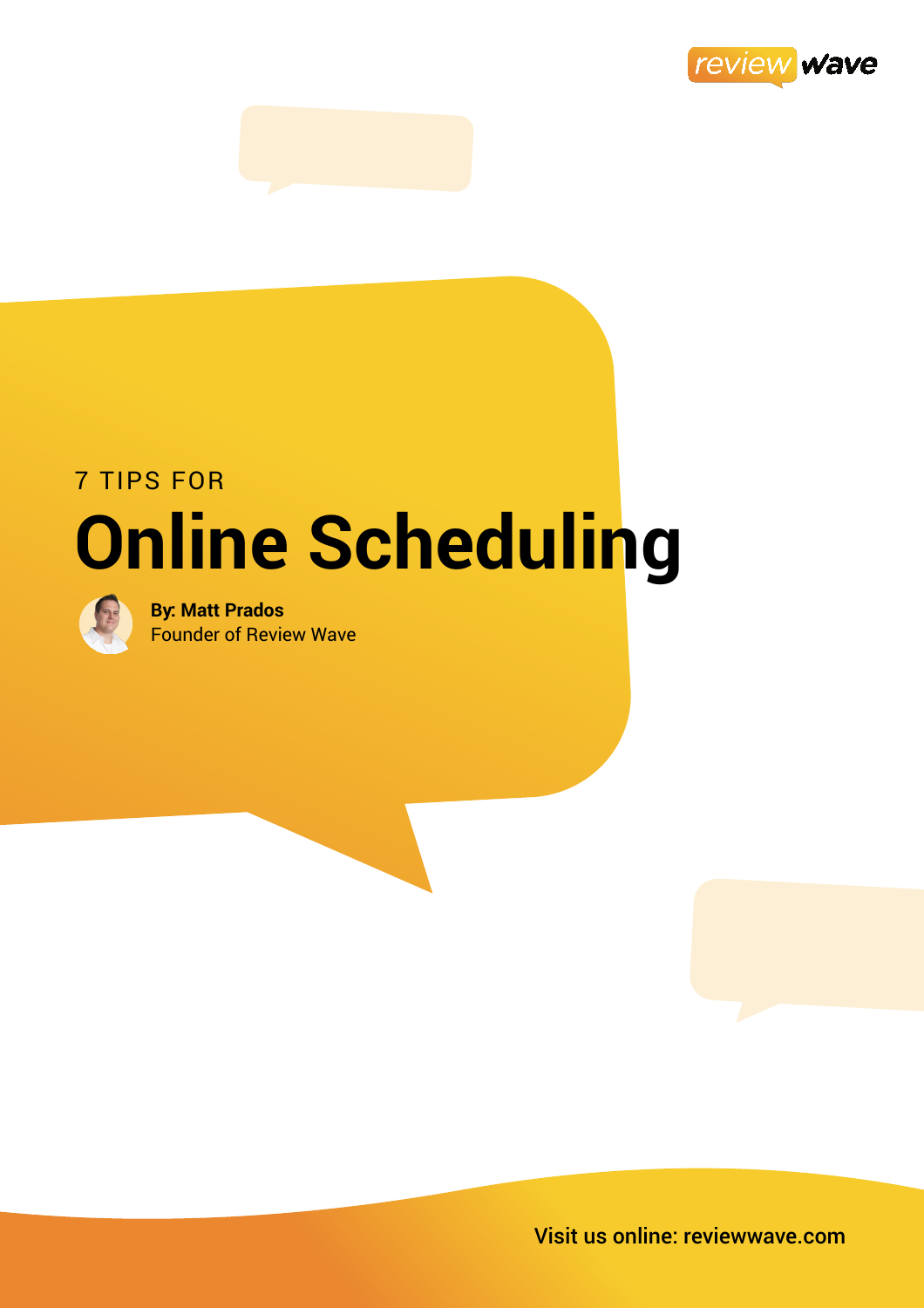review wave

7 TIPS FOR

# Online Scheduling

**By: Matt Prados**
Founder of Review Wave

Visit us online: reviewwave.com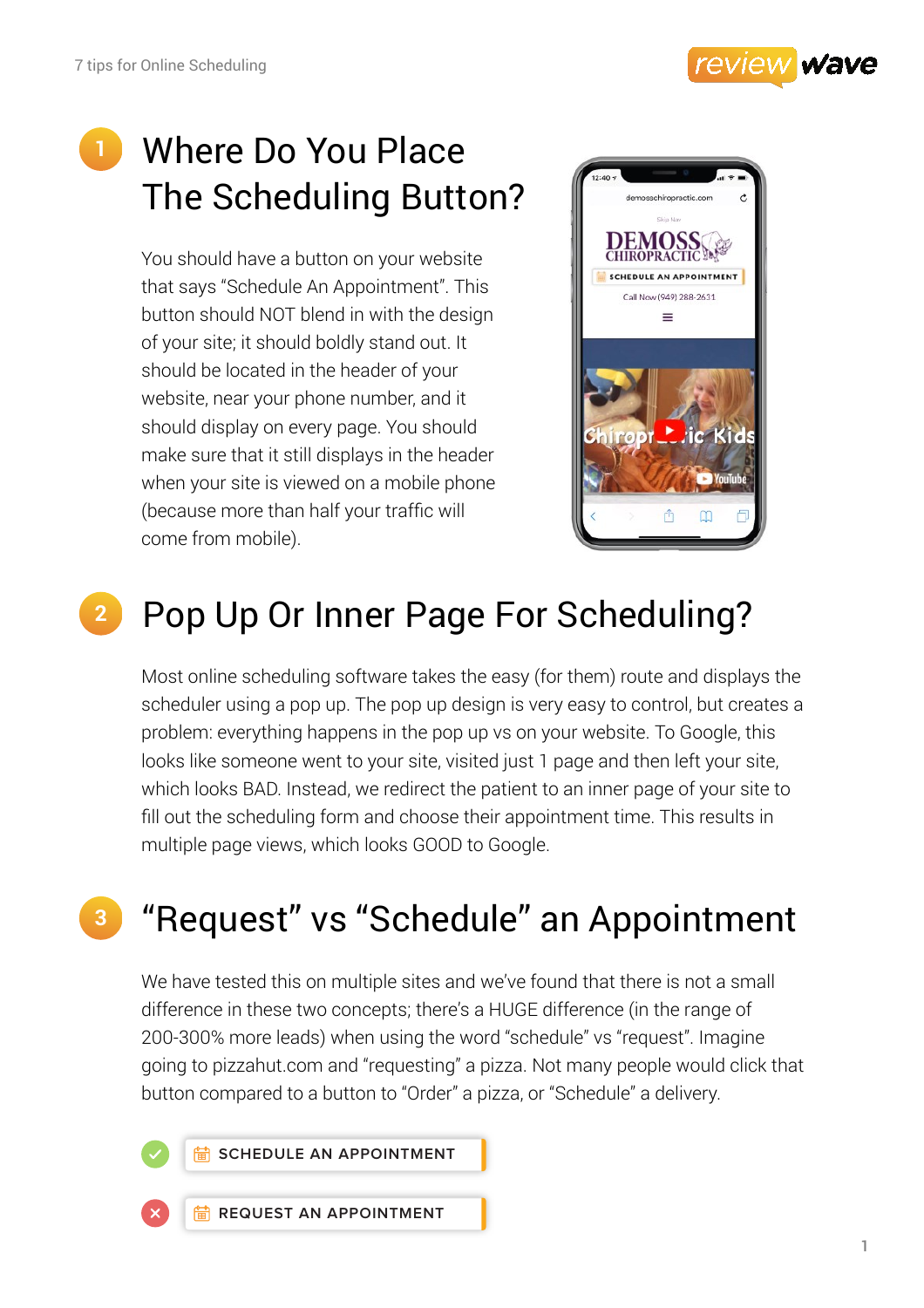## 1 Where Do You Place The Scheduling Button?

You should have a button on your website that says "Schedule An Appointment". This button should NOT blend in with the design of your site; it should boldly stand out. It should be located in the header of your website, near your phone number, and it should display on every page. You should make sure that it still displays in the header when your site is viewed on a mobile phone (because more than half your traffic will come from mobile).

## 2 Pop Up Or Inner Page For Scheduling?

Most online scheduling software takes the easy (for them) route and displays the scheduler using a pop up. The pop up design is very easy to control, but creates a problem: everything happens in the pop up vs on your website. To Google, this looks like someone went to your site, visited just 1 page and then left your site, which looks BAD. Instead, we redirect the patient to an inner page of your site to fill out the scheduling form and choose their appointment time. This results in multiple page views, which looks GOOD to Google.

## 3 "Request" vs "Schedule" an Appointment

We have tested this on multiple sites and we've found that there is not a small difference in these two concepts; there's a HUGE difference (in the range of 200-300% more leads) when using the word "schedule" vs "request". Imagine going to pizzahut.com and "requesting" a pizza. Not many people would click that button compared to a button to "Order" a pizza, or "Schedule" a delivery.

✓ SCHEDULE AN APPOINTMENT

✗ REQUEST AN APPOINTMENT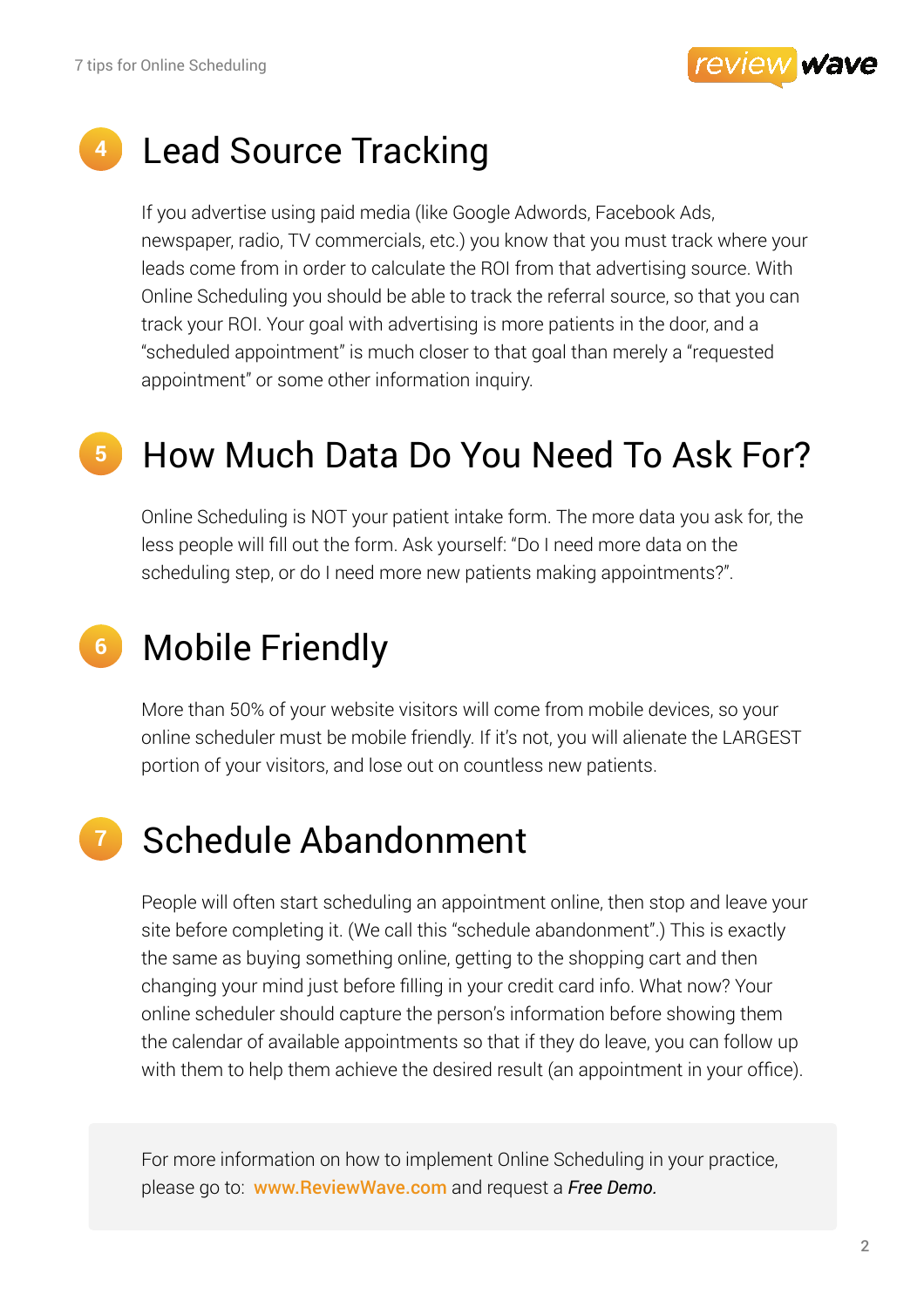## 4 Lead Source Tracking

If you advertise using paid media (like Google Adwords, Facebook Ads, newspaper, radio, TV commercials, etc.) you know that you must track where your leads come from in order to calculate the ROI from that advertising source. With Online Scheduling you should be able to track the referral source, so that you can track your ROI. Your goal with advertising is more patients in the door, and a "scheduled appointment" is much closer to that goal than merely a "requested appointment" or some other information inquiry.

## 5 How Much Data Do You Need To Ask For?

Online Scheduling is NOT your patient intake form. The more data you ask for, the less people will fill out the form. Ask yourself: "Do I need more data on the scheduling step, or do I need more new patients making appointments?".

## 6 Mobile Friendly

More than 50% of your website visitors will come from mobile devices, so your online scheduler must be mobile friendly. If it's not, you will alienate the LARGEST portion of your visitors, and lose out on countless new patients.

## 7 Schedule Abandonment

People will often start scheduling an appointment online, then stop and leave your site before completing it. (We call this "schedule abandonment".) This is exactly the same as buying something online, getting to the shopping cart and then changing your mind just before filling in your credit card info. What now? Your online scheduler should capture the person's information before showing them the calendar of available appointments so that if they do leave, you can follow up with them to help them achieve the desired result (an appointment in your office).

For more information on how to implement Online Scheduling in your practice, please go to: www.ReviewWave.com and request a *Free Demo.*